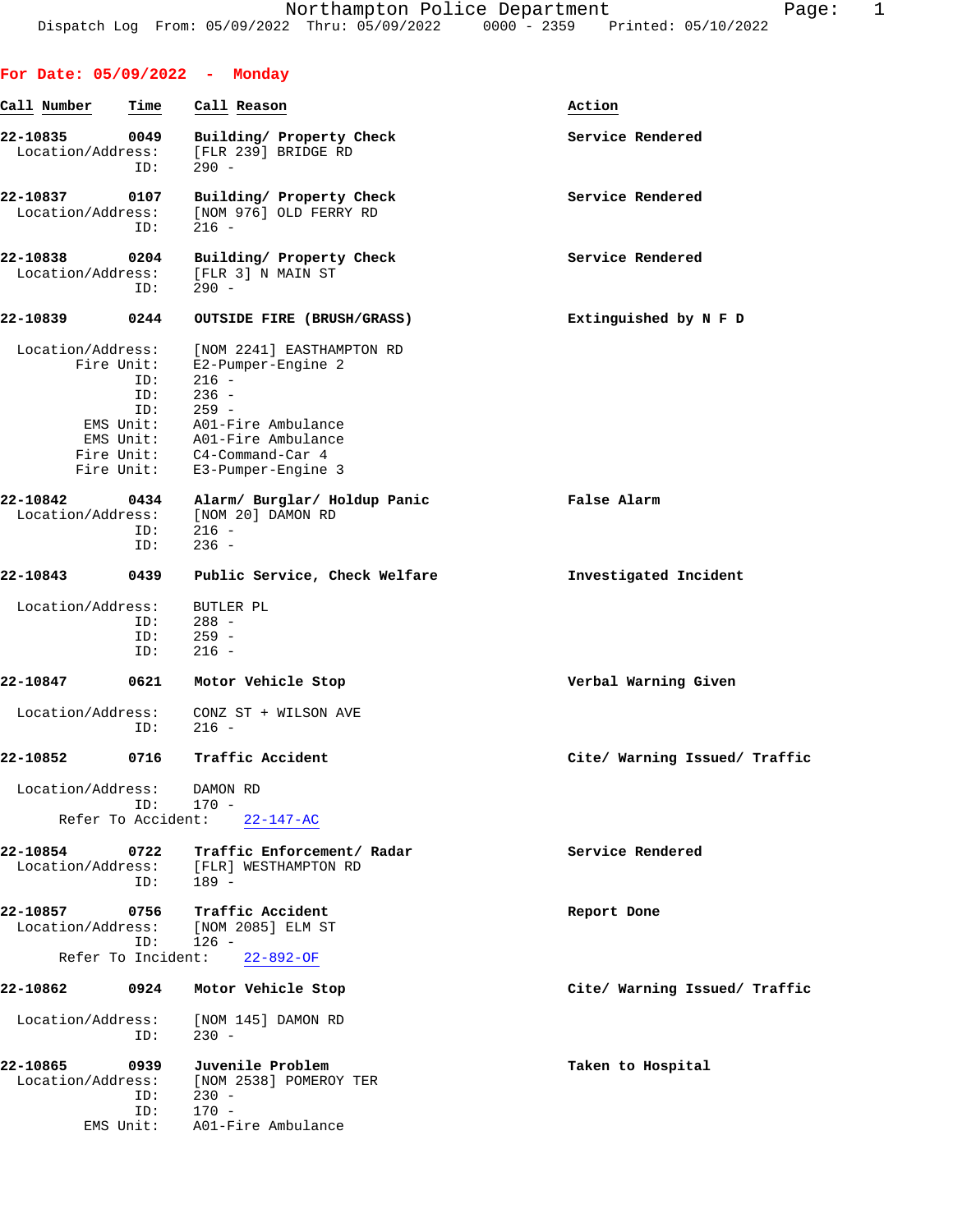Dispatch Log From: 05/09/2022 Thru: 05/09/2022 0000 - 2359 Printed: 05/10/2022

**For Date: 05/09/2022 - Monday**

| Call Number | Time | Call Reason | Action |
|---|---|---|---|

**22-10835** 0049 **Building/ Property Check** — **Service Rendered**
Location/Address: [FLR 239] BRIDGE RD
ID: 290 -

**22-10837** 0107 **Building/ Property Check** — **Service Rendered**
Location/Address: [NOM 976] OLD FERRY RD
ID: 216 -

**22-10838** 0204 **Building/ Property Check** — **Service Rendered**
Location/Address: [FLR 3] N MAIN ST
ID: 290 -

**22-10839** 0244 **OUTSIDE FIRE (BRUSH/GRASS)** — **Extinguished by N F D**
Location/Address: [NOM 2241] EASTHAMPTON RD
Fire Unit: E2-Pumper-Engine 2
ID: 216 -
ID: 236 -
ID: 259 -
EMS Unit: A01-Fire Ambulance
EMS Unit: A01-Fire Ambulance
Fire Unit: C4-Command-Car 4
Fire Unit: E3-Pumper-Engine 3

**22-10842** 0434 **Alarm/ Burglar/ Holdup Panic** — **False Alarm**
Location/Address: [NOM 20] DAMON RD
ID: 216 -
ID: 236 -

**22-10843** 0439 **Public Service, Check Welfare** — **Investigated Incident**
Location/Address: BUTLER PL
ID: 288 -
ID: 259 -
ID: 216 -

**22-10847** 0621 **Motor Vehicle Stop** — **Verbal Warning Given**
Location/Address: CONZ ST + WILSON AVE
ID: 216 -

**22-10852** 0716 **Traffic Accident** — **Cite/ Warning Issued/ Traffic**
Location/Address: DAMON RD
ID: 170 -
Refer To Accident: 22-147-AC

**22-10854** 0722 **Traffic Enforcement/ Radar** — **Service Rendered**
Location/Address: [FLR] WESTHAMPTON RD
ID: 189 -

**22-10857** 0756 **Traffic Accident** — **Report Done**
Location/Address: [NOM 2085] ELM ST
ID: 126 -
Refer To Incident: 22-892-OF

**22-10862** 0924 **Motor Vehicle Stop** — **Cite/ Warning Issued/ Traffic**
Location/Address: [NOM 145] DAMON RD
ID: 230 -

**22-10865** 0939 **Juvenile Problem** — **Taken to Hospital**
Location/Address: [NOM 2538] POMEROY TER
ID: 230 -
ID: 170 -
EMS Unit: A01-Fire Ambulance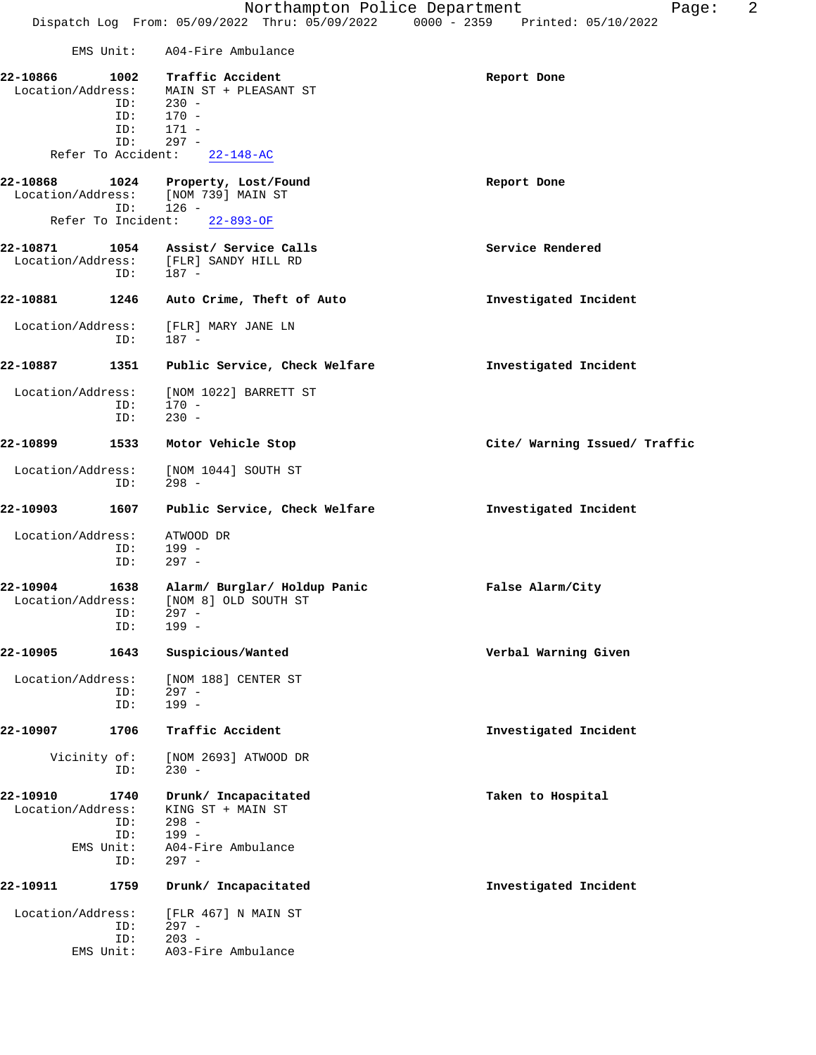EMS Unit: A04-Fire Ambulance

**22-10866 1002 Traffic Accident** **Report Done**
Location/Address: MAIN ST + PLEASANT ST
ID: 230 -
ID: 170 -
ID: 171 -
ID: 297 -
Refer To Accident: 22-148-AC

**22-10868 1024 Property, Lost/Found** **Report Done**
Location/Address: [NOM 739] MAIN ST
ID: 126 -
Refer To Incident: 22-893-OF

**22-10871 1054 Assist/ Service Calls** **Service Rendered**
Location/Address: [FLR] SANDY HILL RD
ID: 187 -

**22-10881 1246 Auto Crime, Theft of Auto** **Investigated Incident**
Location/Address: [FLR] MARY JANE LN
ID: 187 -

**22-10887 1351 Public Service, Check Welfare** **Investigated Incident**
Location/Address: [NOM 1022] BARRETT ST
ID: 170 -
ID: 230 -

**22-10899 1533 Motor Vehicle Stop** **Cite/ Warning Issued/ Traffic**
Location/Address: [NOM 1044] SOUTH ST
ID: 298 -

**22-10903 1607 Public Service, Check Welfare** **Investigated Incident**
Location/Address: ATWOOD DR
ID: 199 -
ID: 297 -

**22-10904 1638 Alarm/ Burglar/ Holdup Panic** **False Alarm/City**
Location/Address: [NOM 8] OLD SOUTH ST
ID: 297 -
ID: 199 -

**22-10905 1643 Suspicious/Wanted** **Verbal Warning Given**
Location/Address: [NOM 188] CENTER ST
ID: 297 -
ID: 199 -

**22-10907 1706 Traffic Accident** **Investigated Incident**
Vicinity of: [NOM 2693] ATWOOD DR
ID: 230 -

**22-10910 1740 Drunk/ Incapacitated** **Taken to Hospital**
Location/Address: KING ST + MAIN ST
ID: 298 -
ID: 199 -
EMS Unit: A04-Fire Ambulance
ID: 297 -

**22-10911 1759 Drunk/ Incapacitated** **Investigated Incident**
Location/Address: [FLR 467] N MAIN ST
ID: 297 -
ID: 203 -
EMS Unit: A03-Fire Ambulance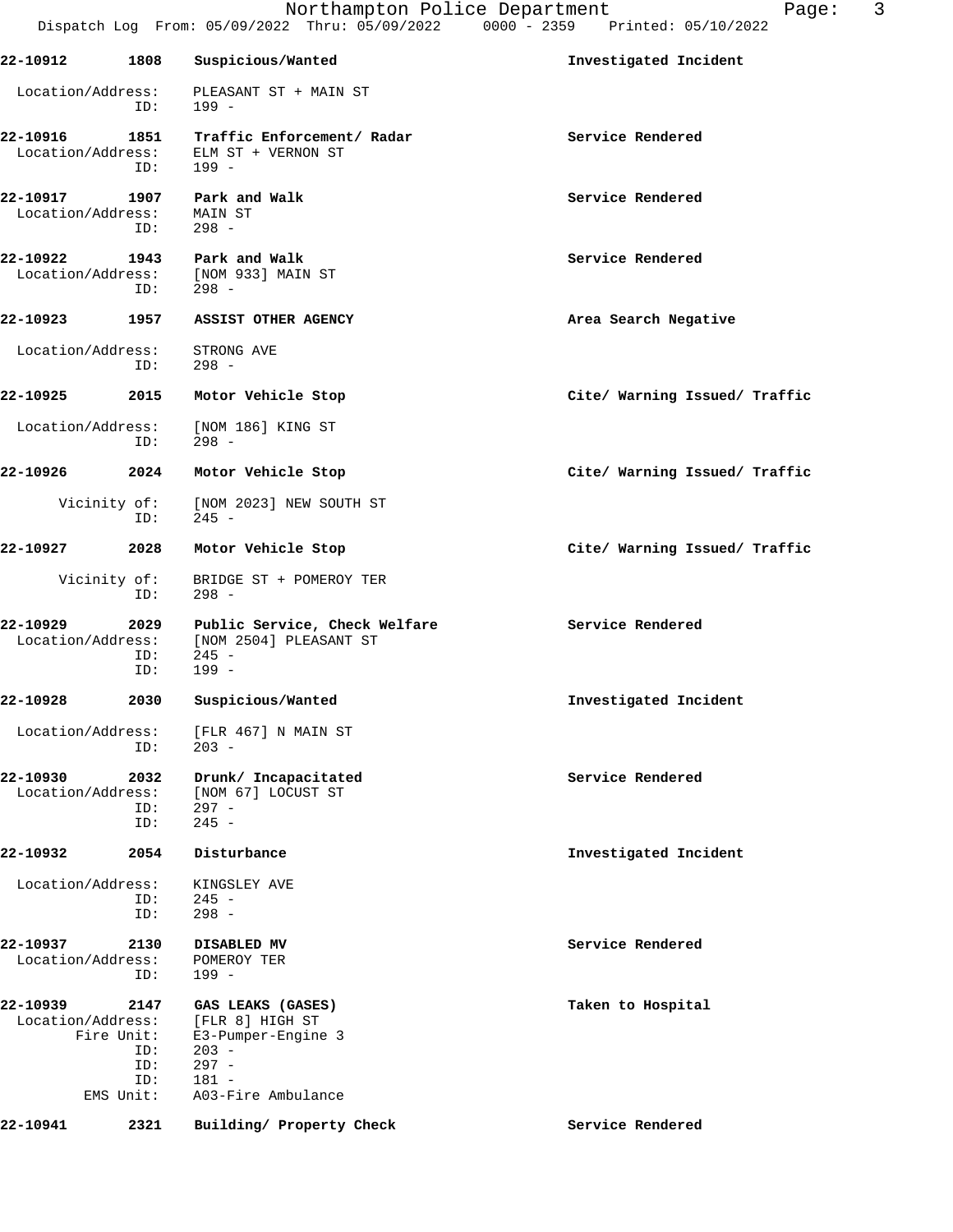**22-10912 1808 Suspicious/Wanted** — **Investigated Incident**

Location/Address: PLEASANT ST + MAIN ST
ID: 199 -

**22-10916 1851 Traffic Enforcement/ Radar** — **Service Rendered**

Location/Address: ELM ST + VERNON ST
ID: 199 -

**22-10917 1907 Park and Walk** — **Service Rendered**

Location/Address: MAIN ST
ID: 298 -

**22-10922 1943 Park and Walk** — **Service Rendered**

Location/Address: [NOM 933] MAIN ST
ID: 298 -

**22-10923 1957 ASSIST OTHER AGENCY** — **Area Search Negative**

Location/Address: STRONG AVE
ID: 298 -

**22-10925 2015 Motor Vehicle Stop** — **Cite/ Warning Issued/ Traffic**

Location/Address: [NOM 186] KING ST
ID: 298 -

**22-10926 2024 Motor Vehicle Stop** — **Cite/ Warning Issued/ Traffic**

Vicinity of: [NOM 2023] NEW SOUTH ST
ID: 245 -

**22-10927 2028 Motor Vehicle Stop** — **Cite/ Warning Issued/ Traffic**

Vicinity of: BRIDGE ST + POMEROY TER
ID: 298 -

**22-10929 2029 Public Service, Check Welfare** — **Service Rendered**

Location/Address: [NOM 2504] PLEASANT ST
ID: 245 -
ID: 199 -

**22-10928 2030 Suspicious/Wanted** — **Investigated Incident**

Location/Address: [FLR 467] N MAIN ST
ID: 203 -

**22-10930 2032 Drunk/ Incapacitated** — **Service Rendered**

Location/Address: [NOM 67] LOCUST ST
ID: 297 -
ID: 245 -

**22-10932 2054 Disturbance** — **Investigated Incident**

Location/Address: KINGSLEY AVE
ID: 245 -
ID: 298 -

**22-10937 2130 DISABLED MV** — **Service Rendered**

Location/Address: POMEROY TER
ID: 199 -

**22-10939 2147 GAS LEAKS (GASES)** — **Taken to Hospital**

Location/Address: [FLR 8] HIGH ST
Fire Unit: E3-Pumper-Engine 3
ID: 203 -
ID: 297 -
ID: 181 -
EMS Unit: A03-Fire Ambulance

**22-10941 2321 Building/ Property Check** — **Service Rendered**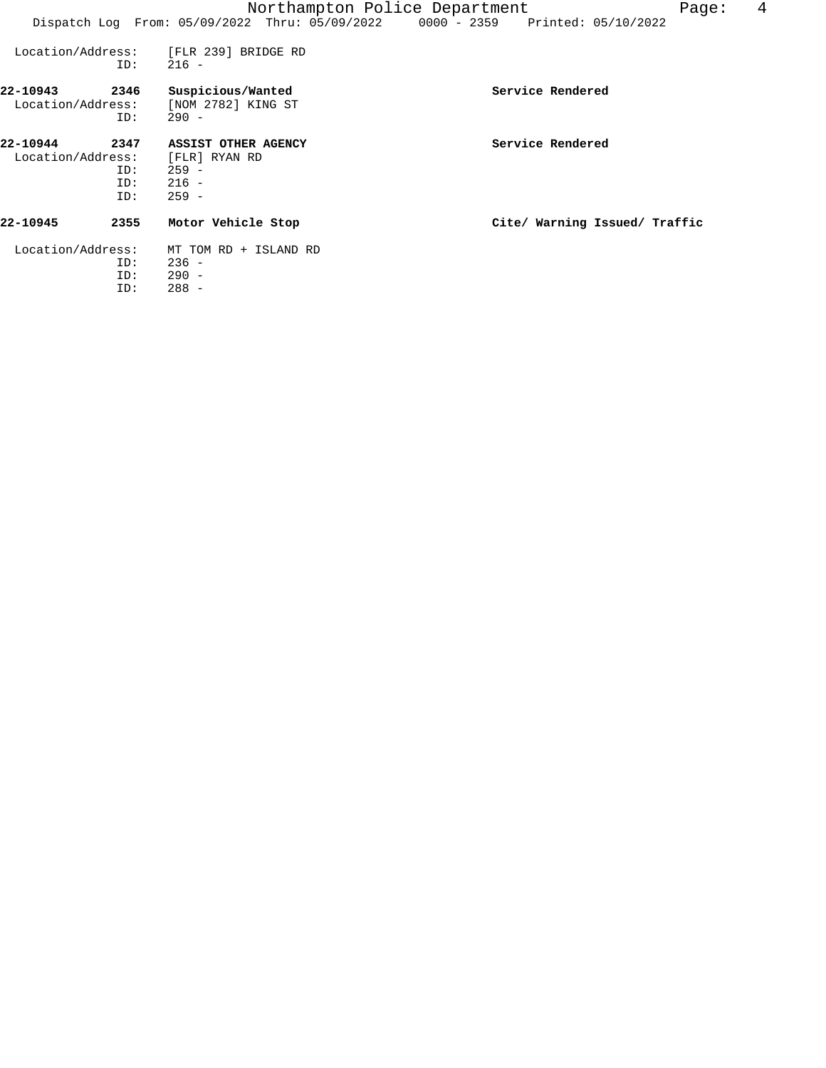Location/Address: [FLR 239] BRIDGE RD
ID: 216 -

**22-10943 2346 Suspicious/Wanted** **Service Rendered**
Location/Address: [NOM 2782] KING ST
ID: 290 -

**22-10944 2347 ASSIST OTHER AGENCY** **Service Rendered**
Location/Address: [FLR] RYAN RD
ID: 259 -
ID: 216 -
ID: 259 -

**22-10945 2355 Motor Vehicle Stop** **Cite/ Warning Issued/ Traffic**

Location/Address: MT TOM RD + ISLAND RD
ID: 236 -
ID: 290 -
ID: 288 -